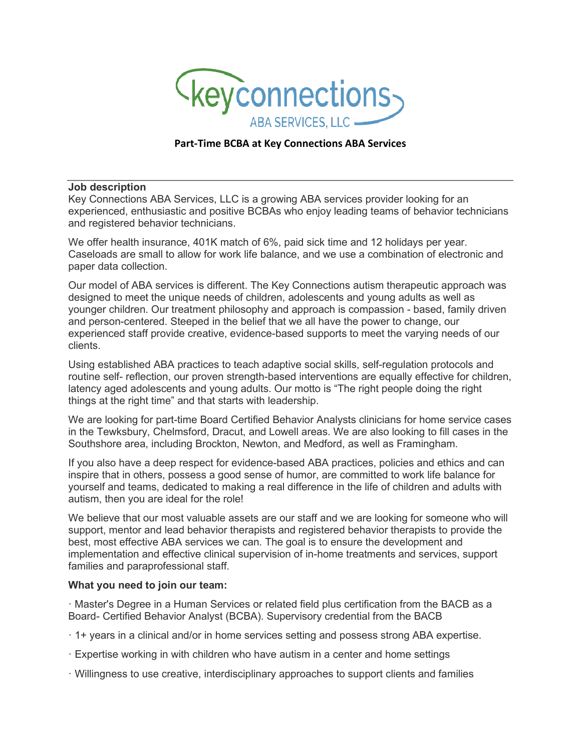keyconnections ABA SERVICES, LLC

**Part-Time BCBA at Key Connections ABA Services**

---

**Job description**

Key Connections ABA Services, LLC is a growing ABA services provider looking for an experienced, enthusiastic and positive BCBAs who enjoy leading teams of behavior technicians and registered behavior technicians.

We offer health insurance, 401K match of 6%, paid sick time and 12 holidays per year. Caseloads are small to allow for work life balance, and we use a combination of electronic and paper data collection.

Our model of ABA services is different. The Key Connections autism therapeutic approach was designed to meet the unique needs of children, adolescents and young adults as well as younger children. Our treatment philosophy and approach is compassion - based, family driven and person-centered. Steeped in the belief that we all have the power to change, our experienced staff provide creative, evidence-based supports to meet the varying needs of our clients.

Using established ABA practices to teach adaptive social skills, self-regulation protocols and routine self- reflection, our proven strength-based interventions are equally effective for children, latency aged adolescents and young adults. Our motto is "The right people doing the right things at the right time" and that starts with leadership.

We are looking for part-time Board Certified Behavior Analysts clinicians for home service cases in the Tewksbury, Chelmsford, Dracut, and Lowell areas. We are also looking to fill cases in the Southshore area, including Brockton, Newton, and Medford, as well as Framingham.

If you also have a deep respect for evidence-based ABA practices, policies and ethics and can inspire that in others, possess a good sense of humor, are committed to work life balance for yourself and teams, dedicated to making a real difference in the life of children and adults with autism, then you are ideal for the role!

We believe that our most valuable assets are our staff and we are looking for someone who will support, mentor and lead behavior therapists and registered behavior therapists to provide the best, most effective ABA services we can. The goal is to ensure the development and implementation and effective clinical supervision of in-home treatments and services, support families and paraprofessional staff.

**What you need to join our team:**

- Master's Degree in a Human Services or related field plus certification from the BACB as a Board- Certified Behavior Analyst (BCBA). Supervisory credential from the BACB
- 1+ years in a clinical and/or in home services setting and possess strong ABA expertise.
- Expertise working in with children who have autism in a center and home settings
- Willingness to use creative, interdisciplinary approaches to support clients and families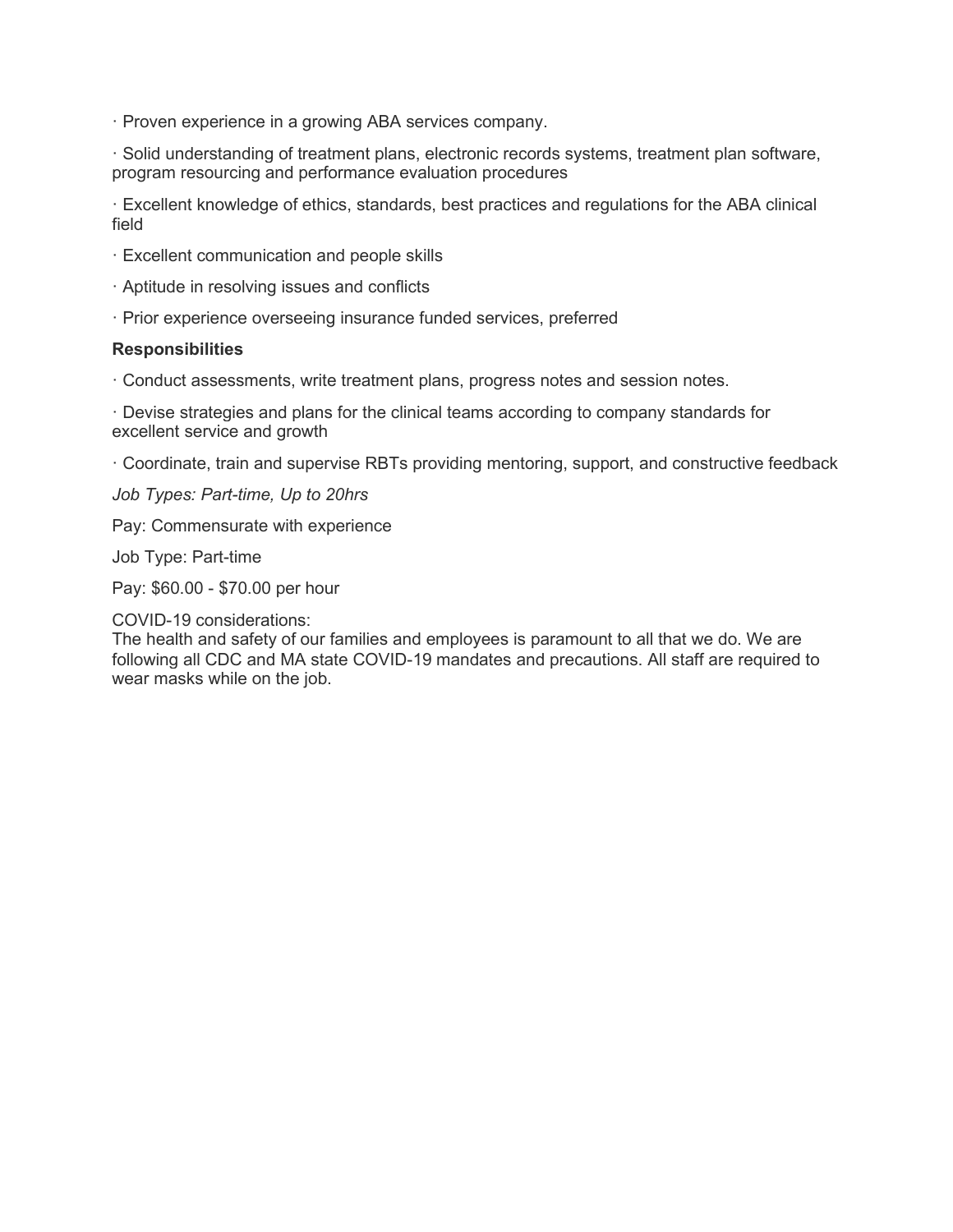· Proven experience in a growing ABA services company.

· Solid understanding of treatment plans, electronic records systems, treatment plan software, program resourcing and performance evaluation procedures

· Excellent knowledge of ethics, standards, best practices and regulations for the ABA clinical field

· Excellent communication and people skills

· Aptitude in resolving issues and conflicts

· Prior experience overseeing insurance funded services, preferred

**Responsibilities**

· Conduct assessments, write treatment plans, progress notes and session notes.

· Devise strategies and plans for the clinical teams according to company standards for excellent service and growth

· Coordinate, train and supervise RBTs providing mentoring, support, and constructive feedback

*Job Types: Part-time, Up to 20hrs*

Pay: Commensurate with experience

Job Type: Part-time

Pay: $60.00 - $70.00 per hour

COVID-19 considerations:
The health and safety of our families and employees is paramount to all that we do. We are following all CDC and MA state COVID-19 mandates and precautions. All staff are required to wear masks while on the job.